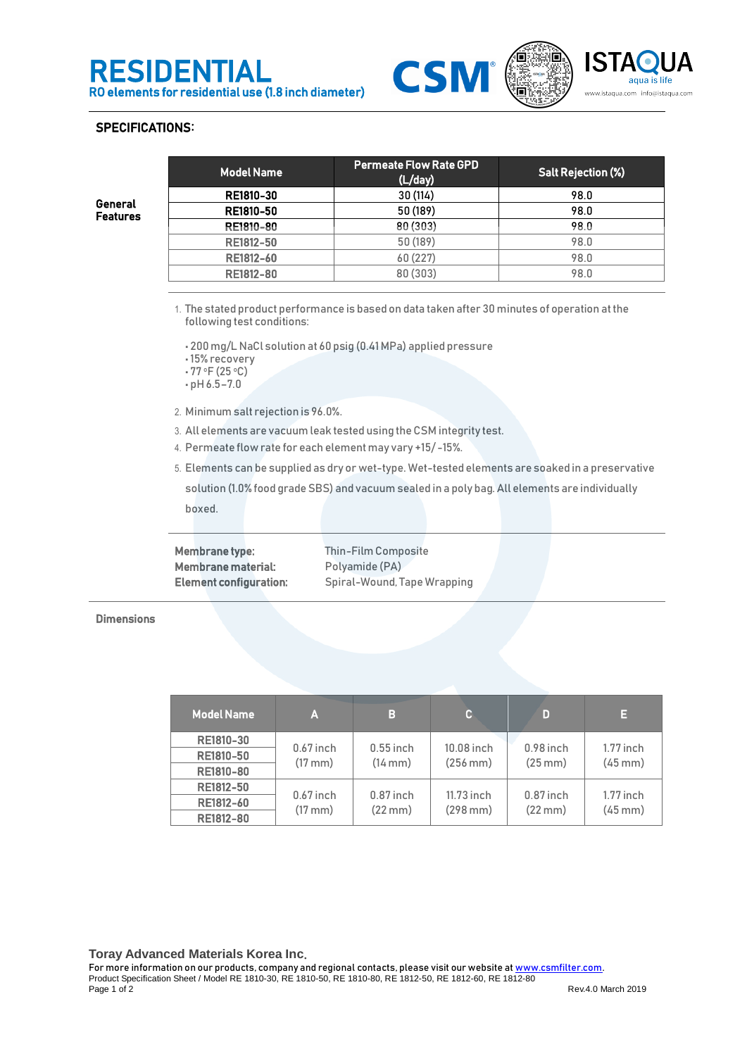# RESIDENTIAL

**RO elements for residential use (1.8 inch diameter)**

CSM

ISTAQUA
aqua is life
www.istaqua.com info@istaqua.com

## SPECIFICATIONS:

**General Features**

| Model Name | Permeate Flow Rate GPD (L/day) | Salt Rejection (%) |
|---|---|---|
| RE1810-30 | 30 (114) | 98.0 |
| RE1810-50 | 50 (189) | 98.0 |
| RE1810-80 | 80 (303) | 98.0 |
| RE1812-50 | 50 (189) | 98.0 |
| RE1812-60 | 60 (227) | 98.0 |
| RE1812-80 | 80 (303) | 98.0 |

1. The stated product performance is based on data taken after 30 minutes of operation at the following test conditions:
   - 200 mg/L NaCl solution at 60 psig (0.41 MPa) applied pressure
   - 15% recovery
   - 77 °F (25 °C)
   - pH 6.5–7.0
2. Minimum salt rejection is 96.0%.
3. All elements are vacuum leak tested using the CSM integrity test.
4. Permeate flow rate for each element may vary +15/ -15%.
5. Elements can be supplied as dry or wet-type. Wet-tested elements are soaked in a preservative solution (1.0% food grade SBS) and vacuum sealed in a poly bag. All elements are individually boxed.

**Membrane type:** Thin-Film Composite
**Membrane material:** Polyamide (PA)
**Element configuration:** Spiral-Wound, Tape Wrapping

**Dimensions**

| Model Name | A | B | C | D | E |
|---|---|---|---|---|---|
| RE1810-30<br>RE1810-50<br>RE1810-80 | 0.67 inch (17 mm) | 0.55 inch (14 mm) | 10.08 inch (256 mm) | 0.98 inch (25 mm) | 1.77 inch (45 mm) |
| RE1812-50<br>RE1812-60<br>RE1812-80 | 0.67 inch (17 mm) | 0.87 inch (22 mm) | 11.73 inch (298 mm) | 0.87 inch (22 mm) | 1.77 inch (45 mm) |

**Toray Advanced Materials Korea Inc.**
For more information on our products, company and regional contacts, please visit our website at www.csmfilter.com.
Product Specification Sheet / Model RE 1810-30, RE 1810-50, RE 1810-80, RE 1812-50, RE 1812-60, RE 1812-80
Rev.4.0 March 2019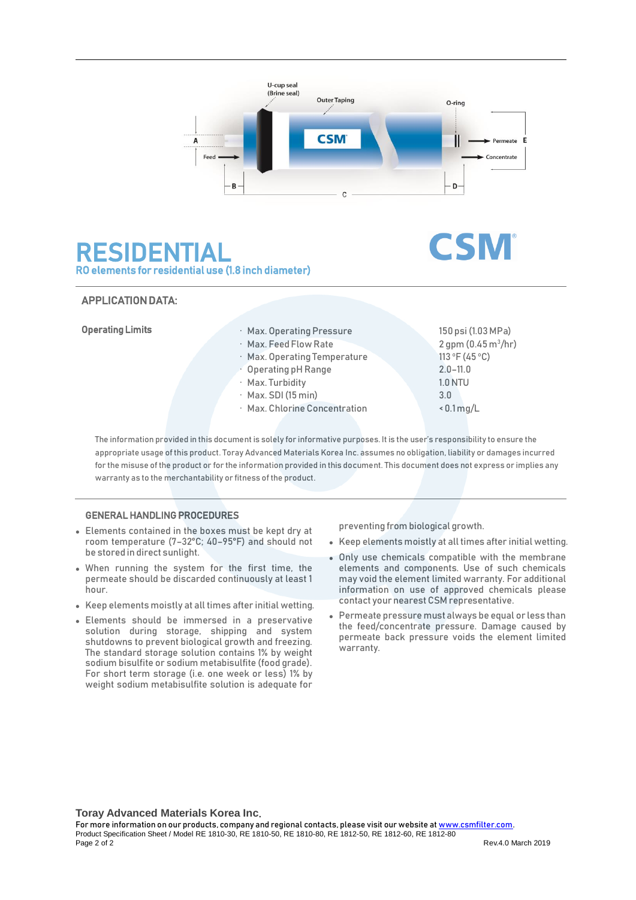U-cup seal
(Brine seal)

Outer Taping

O-ring

CSM

A

Feed

Permeate E

Concentrate

B

C

D

# RESIDENTIAL

RO elements for residential use (1.8 inch diameter)

CSM

## APPLICATION DATA:

| | | |
|---|---|---|
| **Operating Limits** | · Max. Operating Pressure | 150 psi (1.03 MPa) |
| | · Max. Feed Flow Rate | 2 gpm (0.45 $m^3$/hr) |
| | · Max. Operating Temperature | 113 °F (45 °C) |
| | · Operating pH Range | 2.0–11.0 |
| | · Max. Turbidity | 1.0 NTU |
| | · Max. SDI (15 min) | 3.0 |
| | · Max. Chlorine Concentration | < 0.1 mg/L |

The information provided in this document is solely for informative purposes. It is the user's responsibility to ensure the appropriate usage of this product. Toray Advanced Materials Korea Inc. assumes no obligation, liability or damages incurred for the misuse of the product or for the information provided in this document. This document does not express or implies any warranty as to the merchantability or fitness of the product.

### GENERAL HANDLING PROCEDURES

- Elements contained in the boxes must be kept dry at room temperature (7–32°C; 40–95°F) and should not be stored in direct sunlight.
- When running the system for the first time, the permeate should be discarded continuously at least 1 hour.
- Keep elements moistly at all times after initial wetting.
- Elements should be immersed in a preservative solution during storage, shipping and system shutdowns to prevent biological growth and freezing. The standard storage solution contains 1% by weight sodium bisulfite or sodium metabisulfite (food grade). For short term storage (i.e. one week or less) 1% by weight sodium metabisulfite solution is adequate for preventing from biological growth.
- Keep elements moistly at all times after initial wetting.
- Only use chemicals compatible with the membrane elements and components. Use of such chemicals may void the element limited warranty. For additional information on use of approved chemicals please contact your nearest CSM representative.
- Permeate pressure must always be equal or less than the feed/concentrate pressure. Damage caused by permeate back pressure voids the element limited warranty.

**Toray Advanced Materials Korea Inc.**

For more information on our products, company and regional contacts, please visit our website at www.csmfilter.com.

Product Specification Sheet / Model RE 1810-30, RE 1810-50, RE 1810-80, RE 1812-50, RE 1812-60, RE 1812-80

Rev.4.0 March 2019